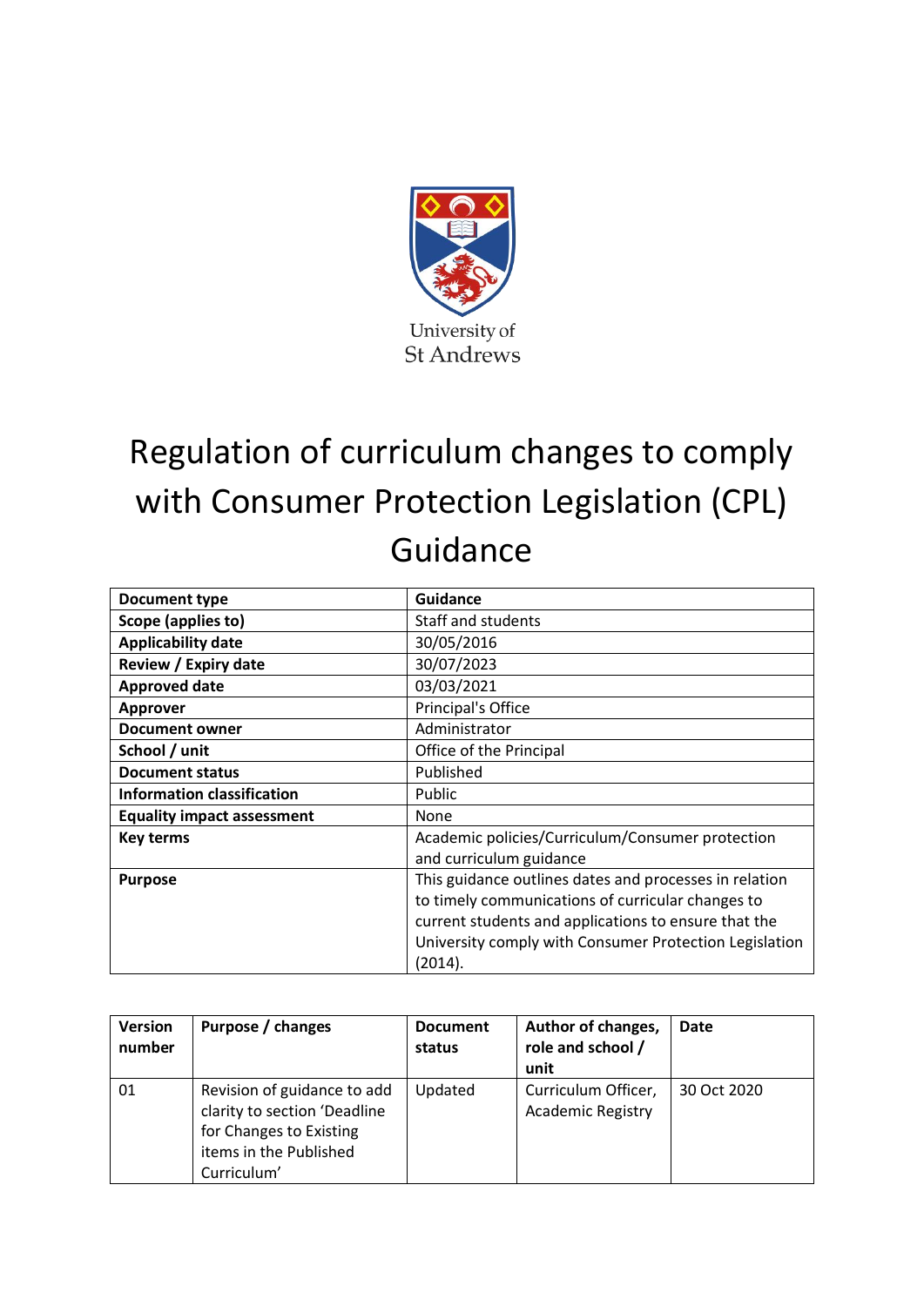University of
St Andrews

# Regulation of curriculum changes to comply with Consumer Protection Legislation (CPL) Guidance

| **Document type** | **Guidance** |
|---|---|
| **Scope (applies to)** | Staff and students |
| **Applicability date** | 30/05/2016 |
| **Review / Expiry date** | 30/07/2023 |
| **Approved date** | 03/03/2021 |
| **Approver** | Principal's Office |
| **Document owner** | Administrator |
| **School / unit** | Office of the Principal |
| **Document status** | Published |
| **Information classification** | Public |
| **Equality impact assessment** | None |
| **Key terms** | Academic policies/Curriculum/Consumer protection and curriculum guidance |
| **Purpose** | This guidance outlines dates and processes in relation to timely communications of curricular changes to current students and applications to ensure that the University comply with Consumer Protection Legislation (2014). |

| **Version number** | **Purpose / changes** | **Document status** | **Author of changes, role and school / unit** | **Date** |
|---|---|---|---|---|
| 01 | Revision of guidance to add clarity to section 'Deadline for Changes to Existing items in the Published Curriculum' | Updated | Curriculum Officer, Academic Registry | 30 Oct 2020 |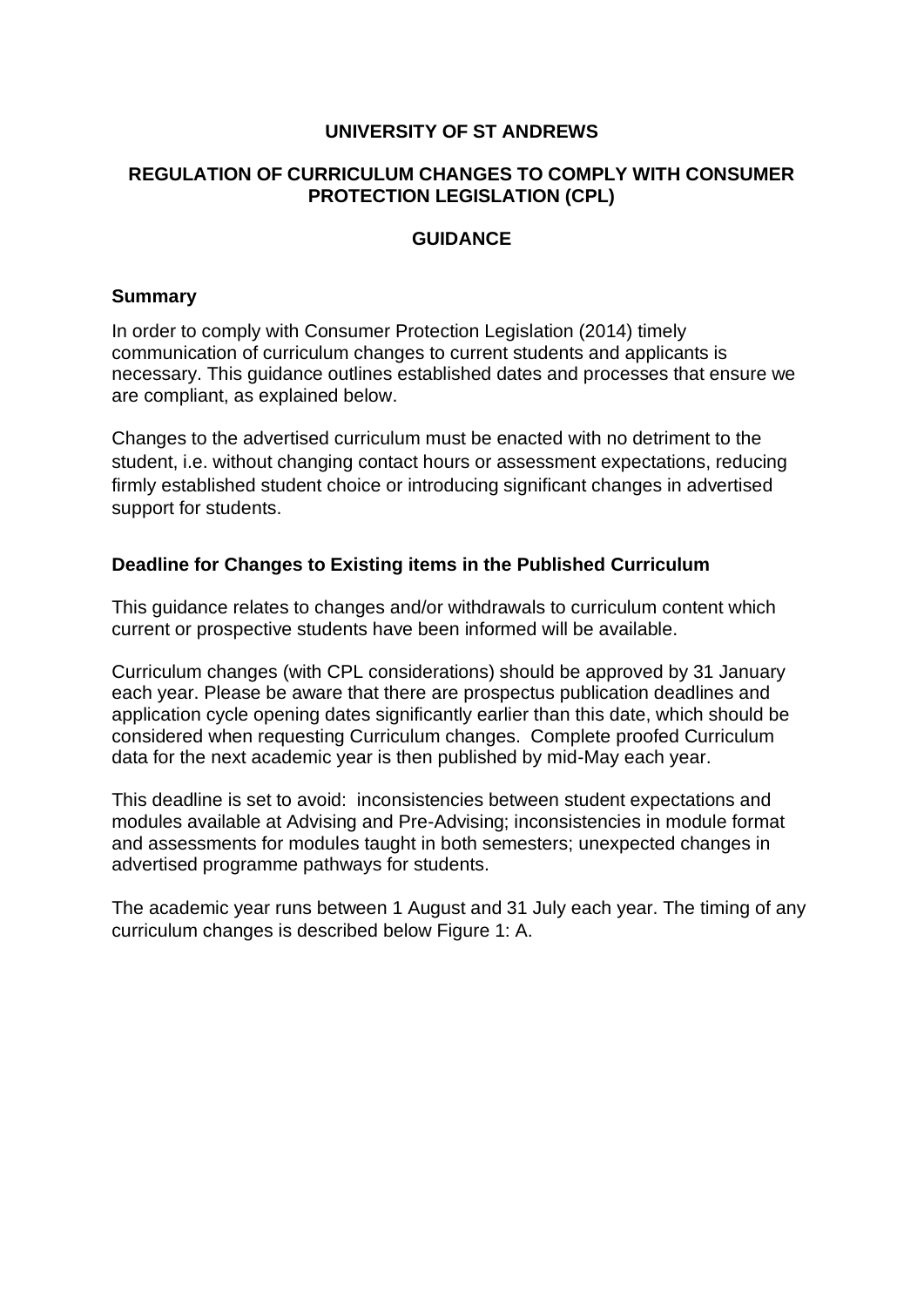**UNIVERSITY OF ST ANDREWS**

**REGULATION OF CURRICULUM CHANGES TO COMPLY WITH CONSUMER PROTECTION LEGISLATION (CPL)**

**GUIDANCE**

## Summary

In order to comply with Consumer Protection Legislation (2014) timely communication of curriculum changes to current students and applicants is necessary. This guidance outlines established dates and processes that ensure we are compliant, as explained below.

Changes to the advertised curriculum must be enacted with no detriment to the student, i.e. without changing contact hours or assessment expectations, reducing firmly established student choice or introducing significant changes in advertised support for students.

## Deadline for Changes to Existing items in the Published Curriculum

This guidance relates to changes and/or withdrawals to curriculum content which current or prospective students have been informed will be available.

Curriculum changes (with CPL considerations) should be approved by 31 January each year. Please be aware that there are prospectus publication deadlines and application cycle opening dates significantly earlier than this date, which should be considered when requesting Curriculum changes. Complete proofed Curriculum data for the next academic year is then published by mid-May each year.

This deadline is set to avoid: inconsistencies between student expectations and modules available at Advising and Pre-Advising; inconsistencies in module format and assessments for modules taught in both semesters; unexpected changes in advertised programme pathways for students.

The academic year runs between 1 August and 31 July each year. The timing of any curriculum changes is described below Figure 1: A.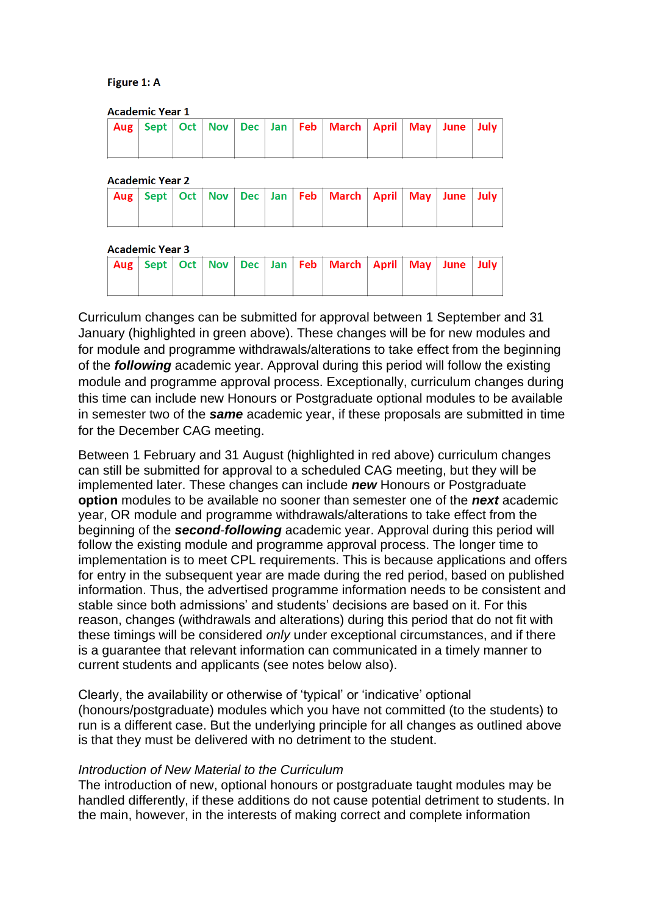**Figure 1: A**

**Academic Year 1**

| Aug | Sept | Oct | Nov | Dec | Jan | Feb | March | April | May | June | July |
|---|---|---|---|---|---|---|---|---|---|---|---|
| | | | | | | | | | | | |

**Academic Year 2**

| Aug | Sept | Oct | Nov | Dec | Jan | Feb | March | April | May | June | July |
|---|---|---|---|---|---|---|---|---|---|---|---|
| | | | | | | | | | | | |

**Academic Year 3**

| Aug | Sept | Oct | Nov | Dec | Jan | Feb | March | April | May | June | July |
|---|---|---|---|---|---|---|---|---|---|---|---|
| | | | | | | | | | | | |

Curriculum changes can be submitted for approval between 1 September and 31 January (highlighted in green above). These changes will be for new modules and for module and programme withdrawals/alterations to take effect from the beginning of the ***following*** academic year. Approval during this period will follow the existing module and programme approval process. Exceptionally, curriculum changes during this time can include new Honours or Postgraduate optional modules to be available in semester two of the ***same*** academic year, if these proposals are submitted in time for the December CAG meeting.

Between 1 February and 31 August (highlighted in red above) curriculum changes can still be submitted for approval to a scheduled CAG meeting, but they will be implemented later. These changes can include ***new*** Honours or Postgraduate **option** modules to be available no sooner than semester one of the ***next*** academic year, OR module and programme withdrawals/alterations to take effect from the beginning of the ***second-following*** academic year. Approval during this period will follow the existing module and programme approval process. The longer time to implementation is to meet CPL requirements. This is because applications and offers for entry in the subsequent year are made during the red period, based on published information. Thus, the advertised programme information needs to be consistent and stable since both admissions' and students' decisions are based on it. For this reason, changes (withdrawals and alterations) during this period that do not fit with these timings will be considered *only* under exceptional circumstances, and if there is a guarantee that relevant information can communicated in a timely manner to current students and applicants (see notes below also).

Clearly, the availability or otherwise of 'typical' or 'indicative' optional (honours/postgraduate) modules which you have not committed (to the students) to run is a different case. But the underlying principle for all changes as outlined above is that they must be delivered with no detriment to the student.

*Introduction of New Material to the Curriculum*

The introduction of new, optional honours or postgraduate taught modules may be handled differently, if these additions do not cause potential detriment to students. In the main, however, in the interests of making correct and complete information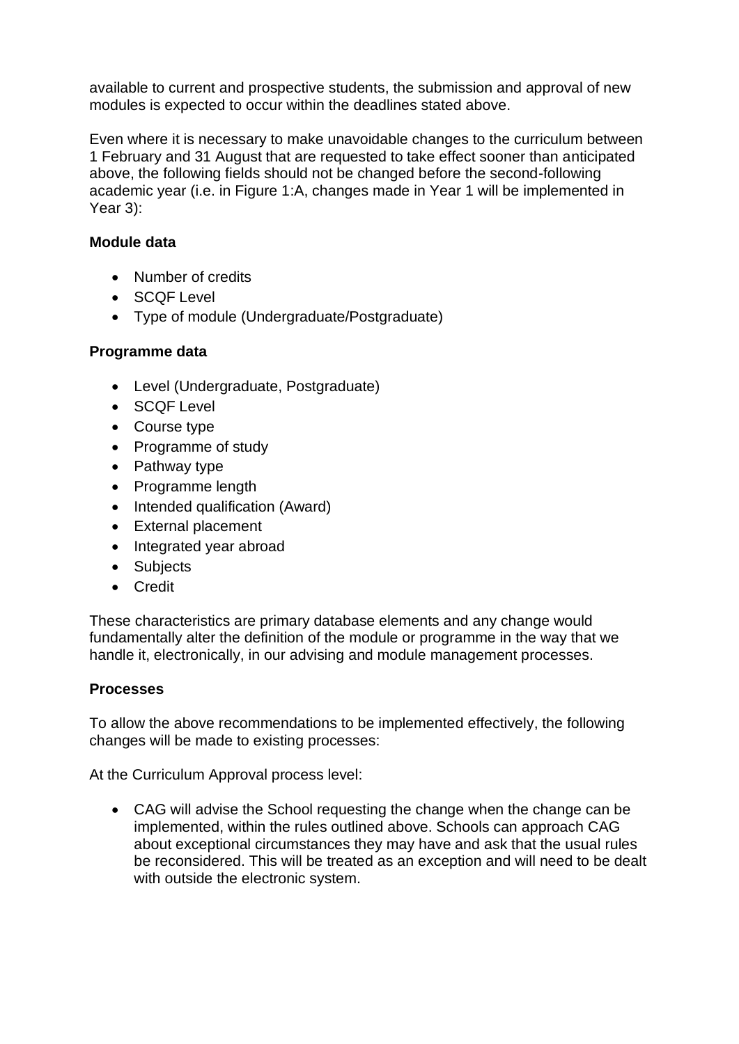available to current and prospective students, the submission and approval of new modules is expected to occur within the deadlines stated above.

Even where it is necessary to make unavoidable changes to the curriculum between 1 February and 31 August that are requested to take effect sooner than anticipated above, the following fields should not be changed before the second-following academic year (i.e. in Figure 1:A, changes made in Year 1 will be implemented in Year 3):

**Module data**

- Number of credits
- SCQF Level
- Type of module (Undergraduate/Postgraduate)

**Programme data**

- Level (Undergraduate, Postgraduate)
- SCQF Level
- Course type
- Programme of study
- Pathway type
- Programme length
- Intended qualification (Award)
- External placement
- Integrated year abroad
- Subjects
- Credit

These characteristics are primary database elements and any change would fundamentally alter the definition of the module or programme in the way that we handle it, electronically, in our advising and module management processes.

**Processes**

To allow the above recommendations to be implemented effectively, the following changes will be made to existing processes:

At the Curriculum Approval process level:

- CAG will advise the School requesting the change when the change can be implemented, within the rules outlined above. Schools can approach CAG about exceptional circumstances they may have and ask that the usual rules be reconsidered. This will be treated as an exception and will need to be dealt with outside the electronic system.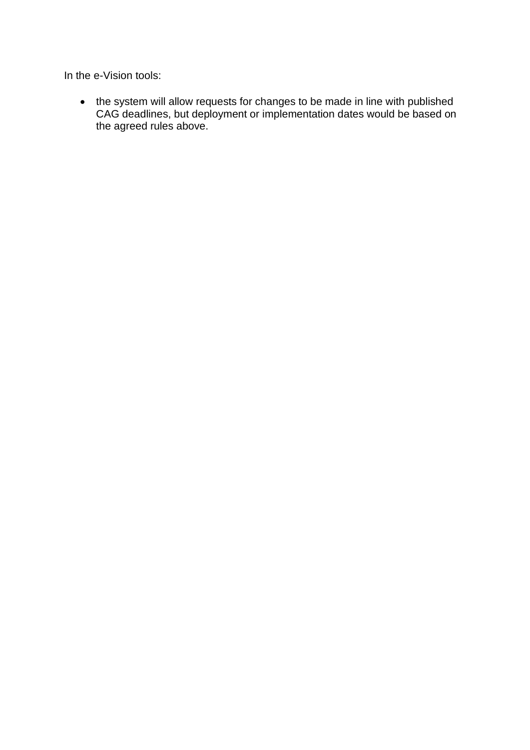In the e-Vision tools:

- the system will allow requests for changes to be made in line with published CAG deadlines, but deployment or implementation dates would be based on the agreed rules above.